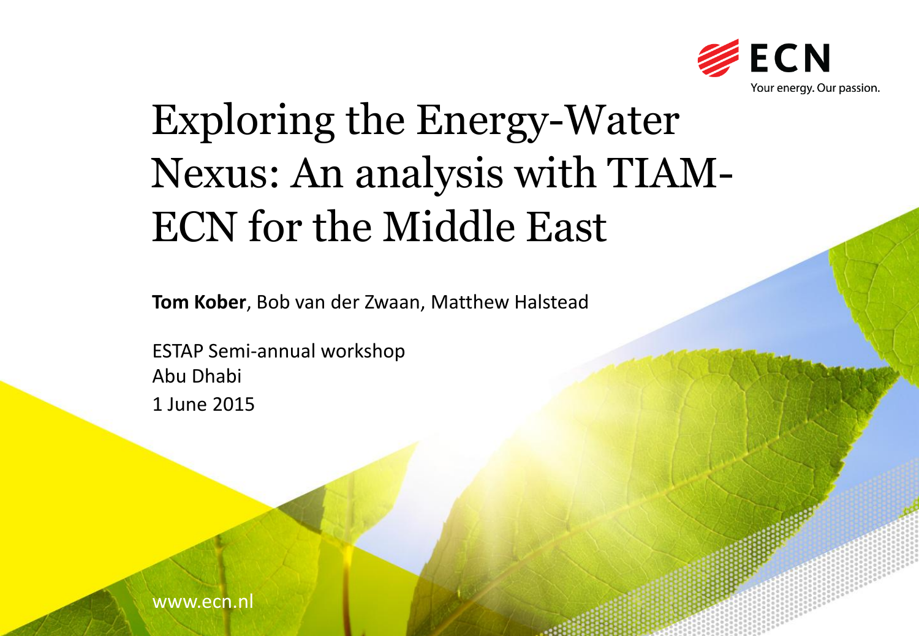ECN

Your energy. Our passion.

# Exploring the Energy-Water Nexus: An analysis with TIAM-ECN for the Middle East

**Tom Kober**, Bob van der Zwaan, Matthew Halstead

ESTAP Semi-annual workshop
Abu Dhabi
1 June 2015

www.ecn.nl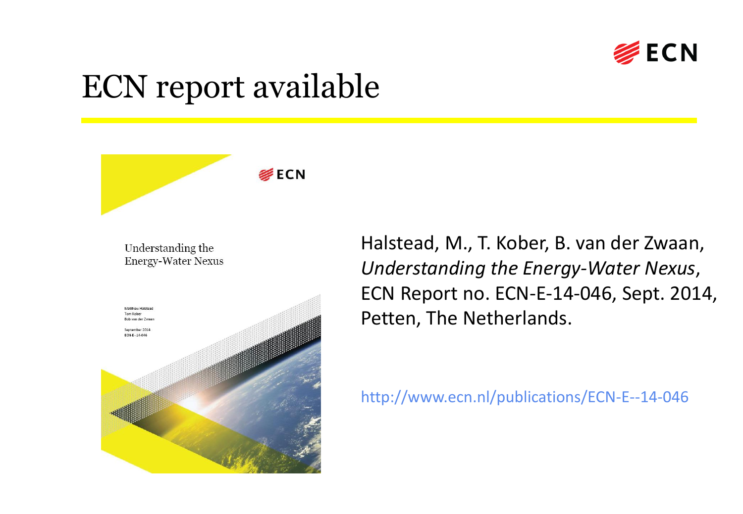# ECN report available

Halstead, M., T. Kober, B. van der Zwaan, *Understanding the Energy-Water Nexus*, ECN Report no. ECN-E-14-046, Sept. 2014, Petten, The Netherlands.

http://www.ecn.nl/publications/ECN-E--14-046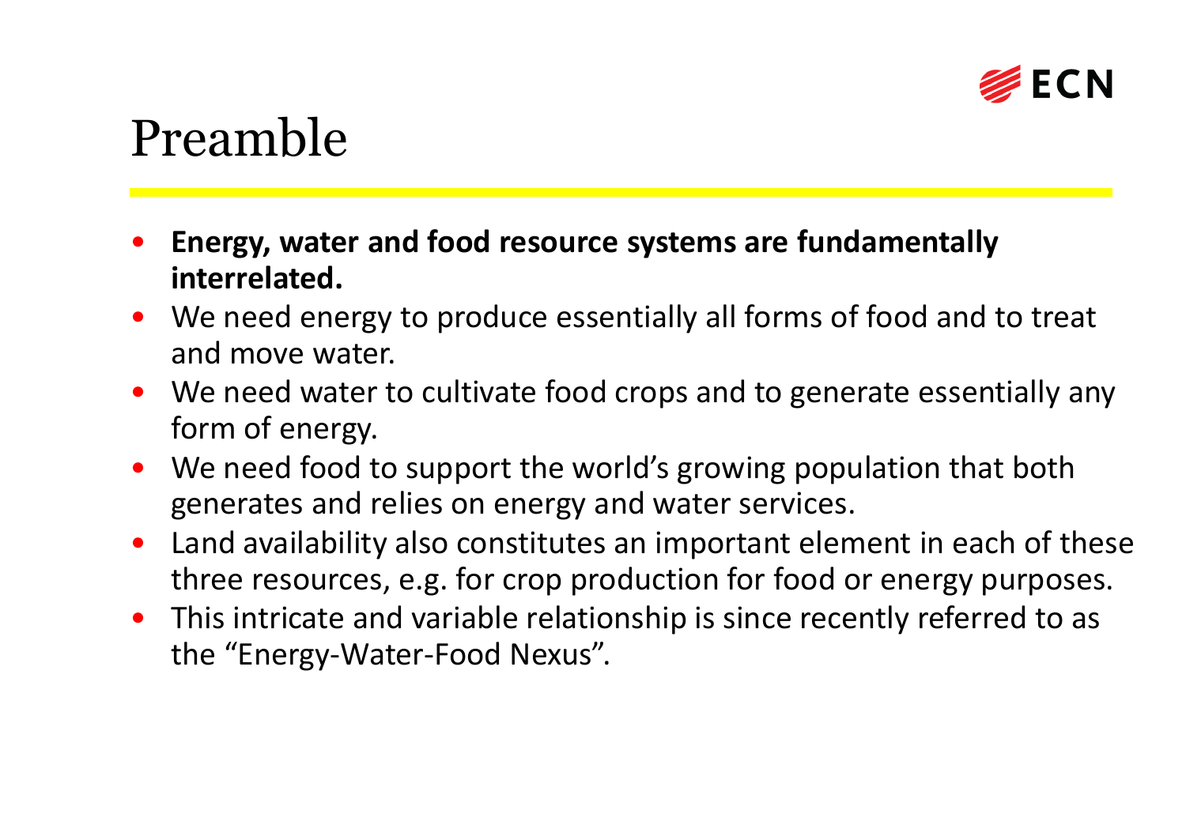# Preamble

- **Energy, water and food resource systems are fundamentally interrelated.**
- We need energy to produce essentially all forms of food and to treat and move water.
- We need water to cultivate food crops and to generate essentially any form of energy.
- We need food to support the world's growing population that both generates and relies on energy and water services.
- Land availability also constitutes an important element in each of these three resources, e.g. for crop production for food or energy purposes.
- This intricate and variable relationship is since recently referred to as the "Energy-Water-Food Nexus".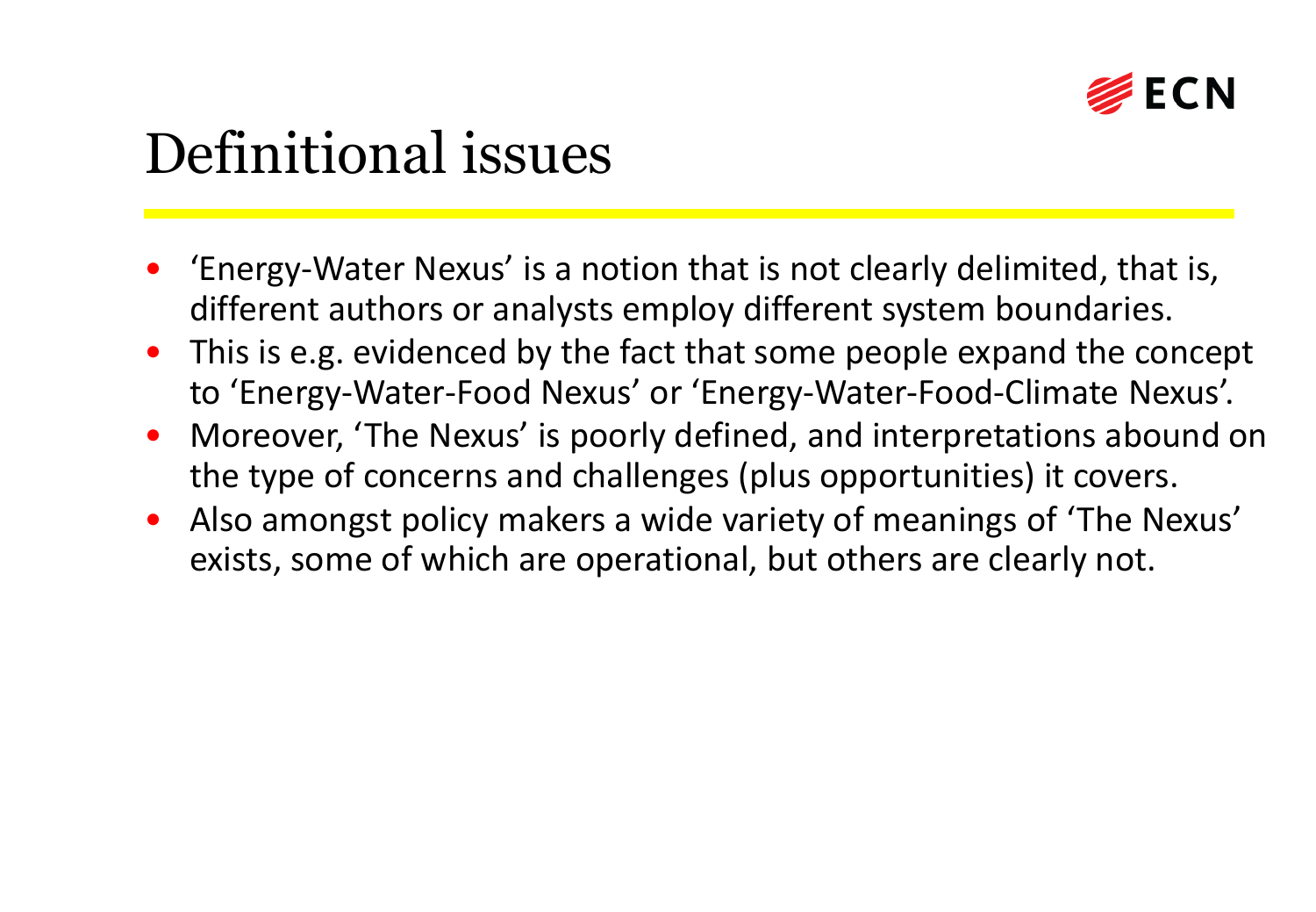# Definitional issues

- 'Energy-Water Nexus' is a notion that is not clearly delimited, that is, different authors or analysts employ different system boundaries.
- This is e.g. evidenced by the fact that some people expand the concept to 'Energy-Water-Food Nexus' or 'Energy-Water-Food-Climate Nexus'.
- Moreover, 'The Nexus' is poorly defined, and interpretations abound on the type of concerns and challenges (plus opportunities) it covers.
- Also amongst policy makers a wide variety of meanings of 'The Nexus' exists, some of which are operational, but others are clearly not.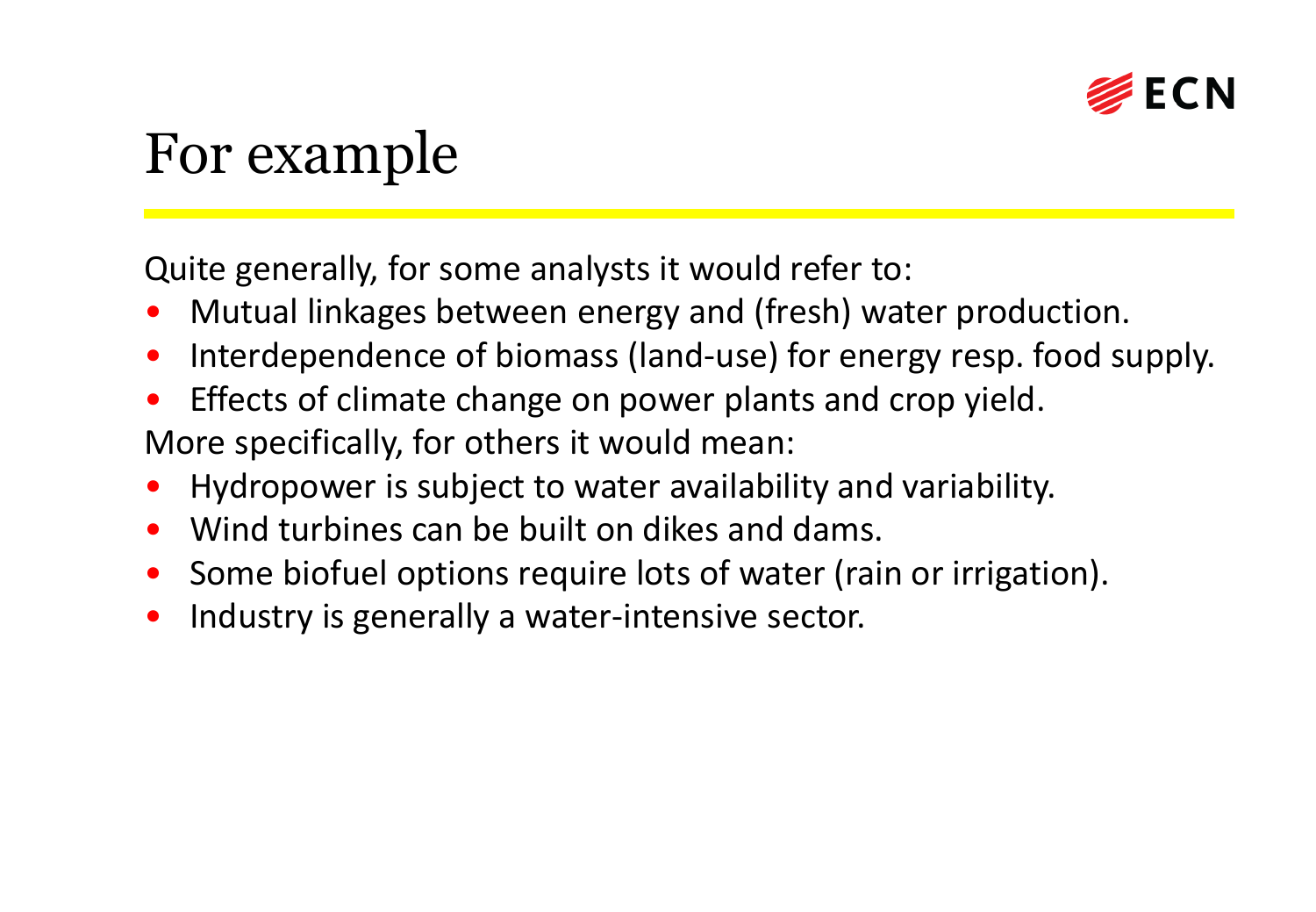# For example

Quite generally, for some analysts it would refer to:

- Mutual linkages between energy and (fresh) water production.
- Interdependence of biomass (land-use) for energy resp. food supply.
- Effects of climate change on power plants and crop yield.

More specifically, for others it would mean:

- Hydropower is subject to water availability and variability.
- Wind turbines can be built on dikes and dams.
- Some biofuel options require lots of water (rain or irrigation).
- Industry is generally a water-intensive sector.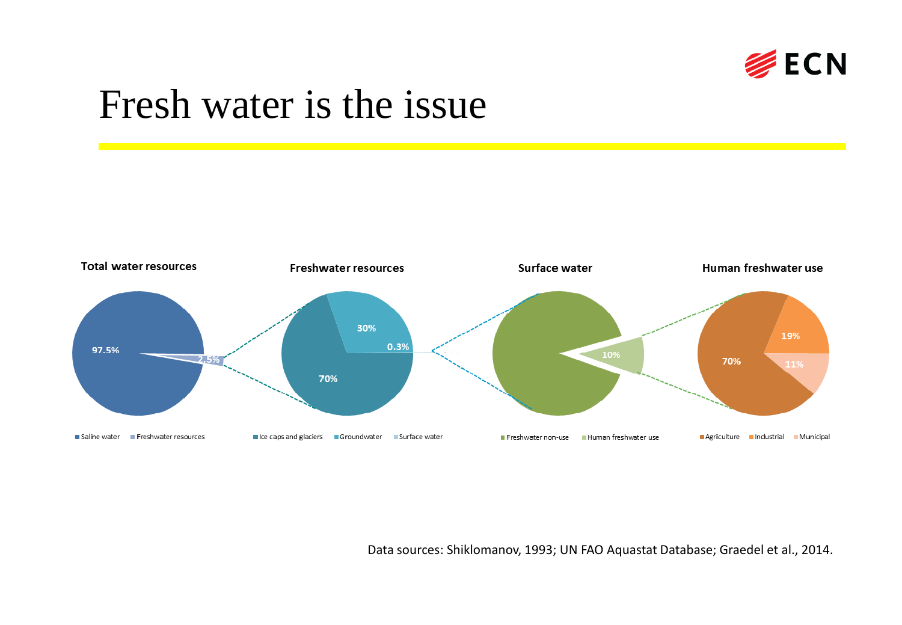# Fresh water is the issue

**Total water resources**

- Saline water: 97.5%
- Freshwater resources: 2.5%

**Freshwater resources**

- Ice caps and glaciers: 70%
- Groundwater: 30%
- Surface water: 0.3%

**Surface water**

- Freshwater non-use
- Human freshwater use: 10%

**Human freshwater use**

- Agriculture: 70%
- Industrial: 19%
- Municipal: 11%

Data sources: Shiklomanov, 1993; UN FAO Aquastat Database; Graedel et al., 2014.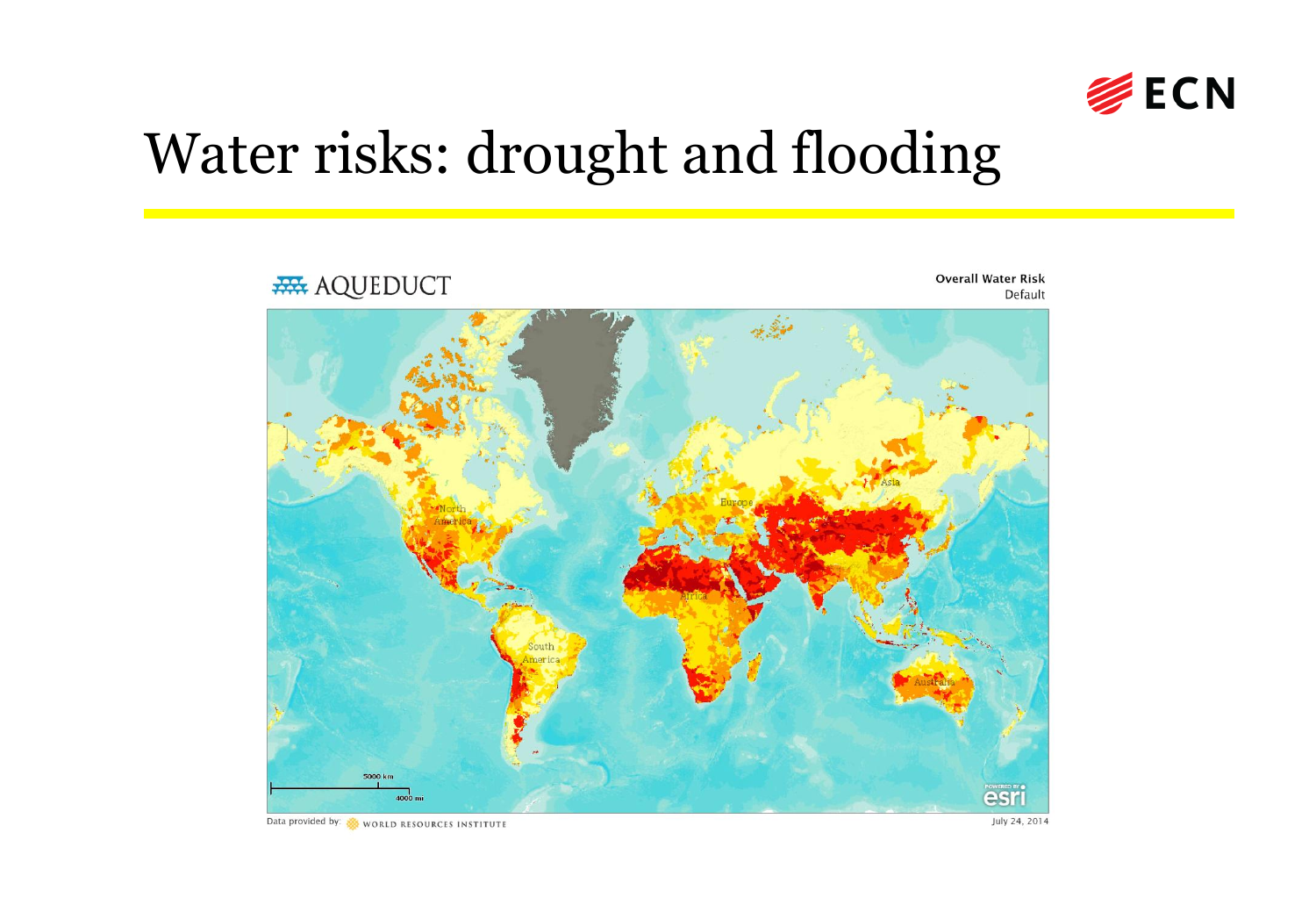# Water risks: drought and flooding

AQUEDUCT

**Overall Water Risk**
Default

Data provided by: WORLD RESOURCES INSTITUTE

July 24, 2014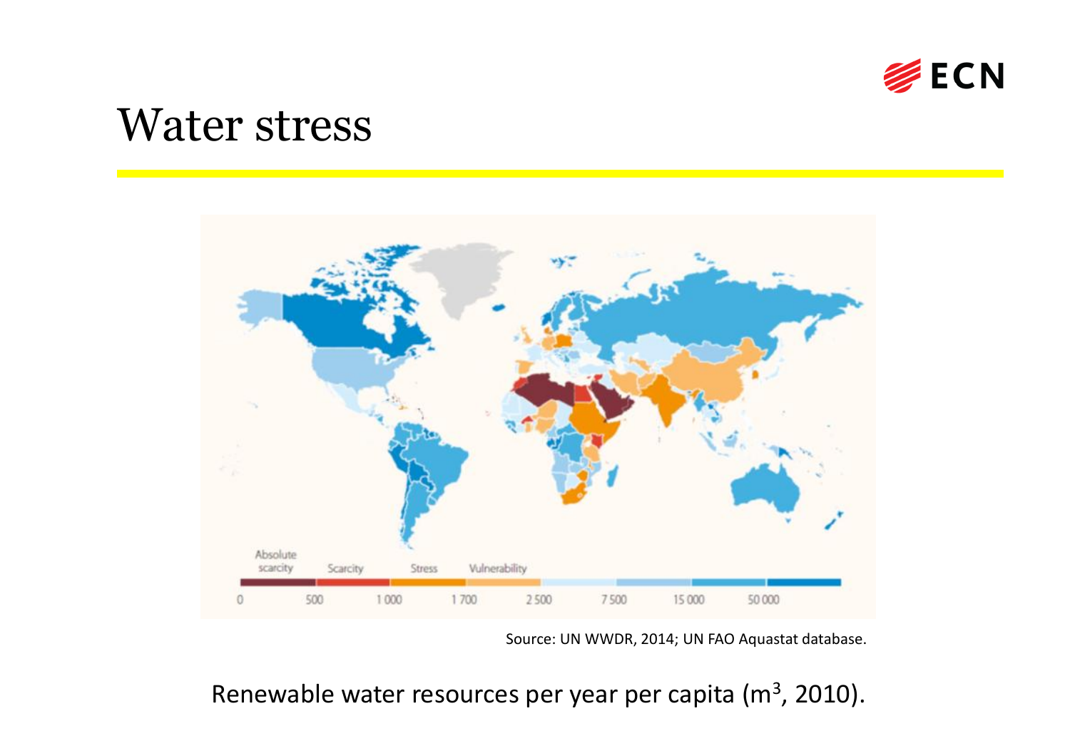# Water stress

Absolute scarcity | Scarcity | Stress | Vulnerability

0 | 500 | 1 000 | 1 700 | 2 500 | 7 500 | 15 000 | 50 000

Source: UN WWDR, 2014; UN FAO Aquastat database.

Renewable water resources per year per capita ($m^3$, 2010).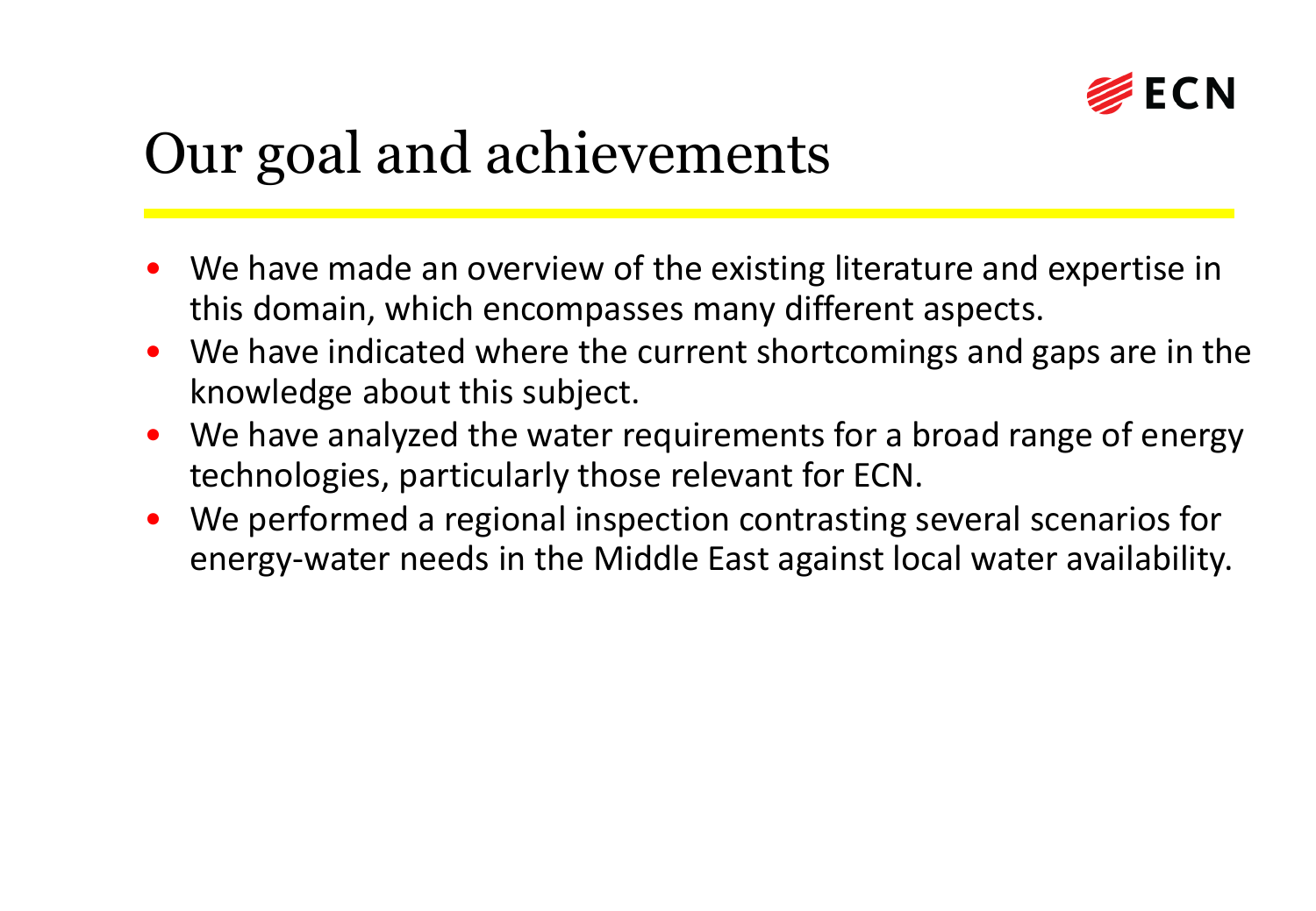# Our goal and achievements

- We have made an overview of the existing literature and expertise in this domain, which encompasses many different aspects.
- We have indicated where the current shortcomings and gaps are in the knowledge about this subject.
- We have analyzed the water requirements for a broad range of energy technologies, particularly those relevant for ECN.
- We performed a regional inspection contrasting several scenarios for energy-water needs in the Middle East against local water availability.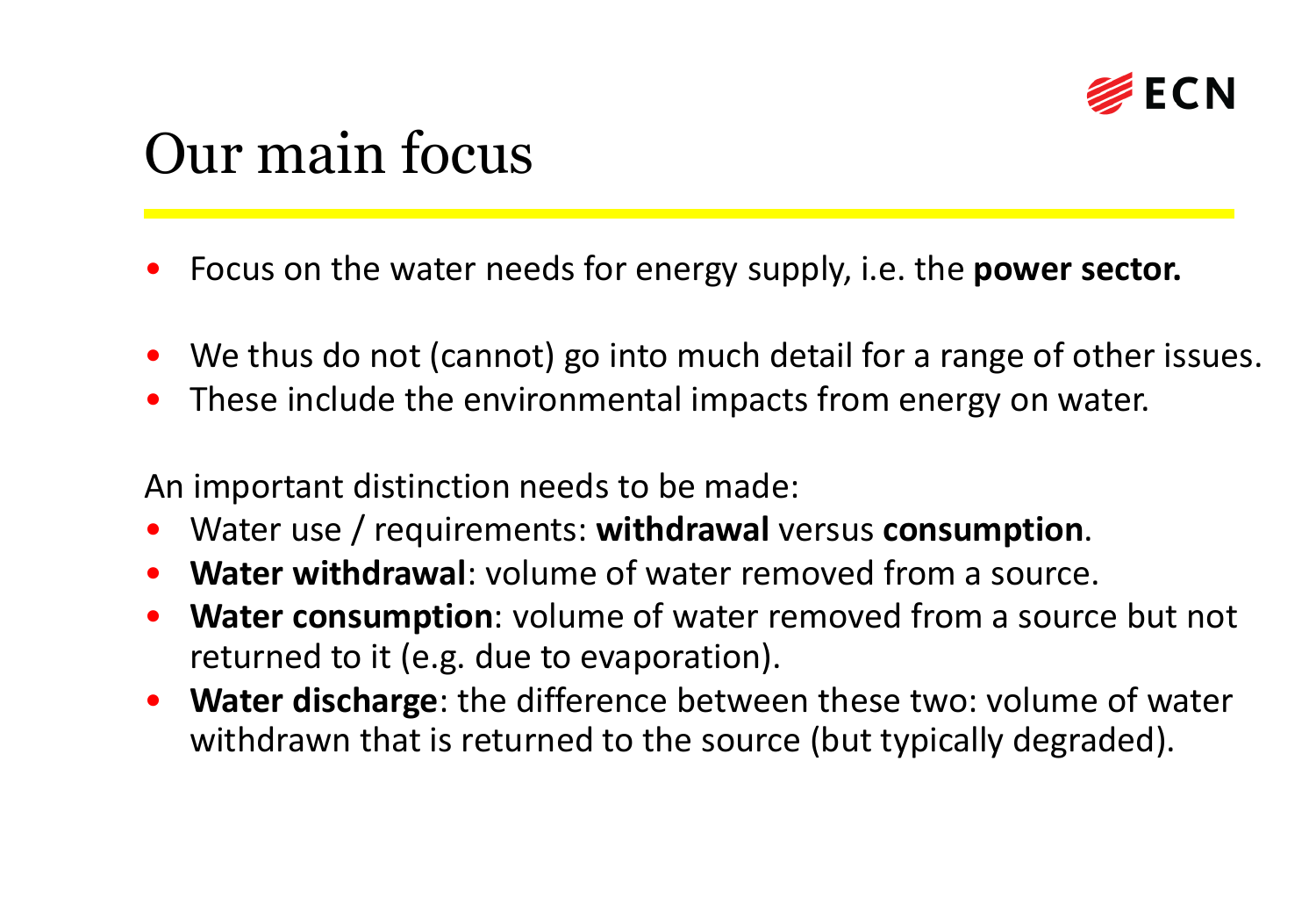# Our main focus

- Focus on the water needs for energy supply, i.e. the **power sector.**

- We thus do not (cannot) go into much detail for a range of other issues.
- These include the environmental impacts from energy on water.

An important distinction needs to be made:

- Water use / requirements: **withdrawal** versus **consumption**.
- **Water withdrawal**: volume of water removed from a source.
- **Water consumption**: volume of water removed from a source but not returned to it (e.g. due to evaporation).
- **Water discharge**: the difference between these two: volume of water withdrawn that is returned to the source (but typically degraded).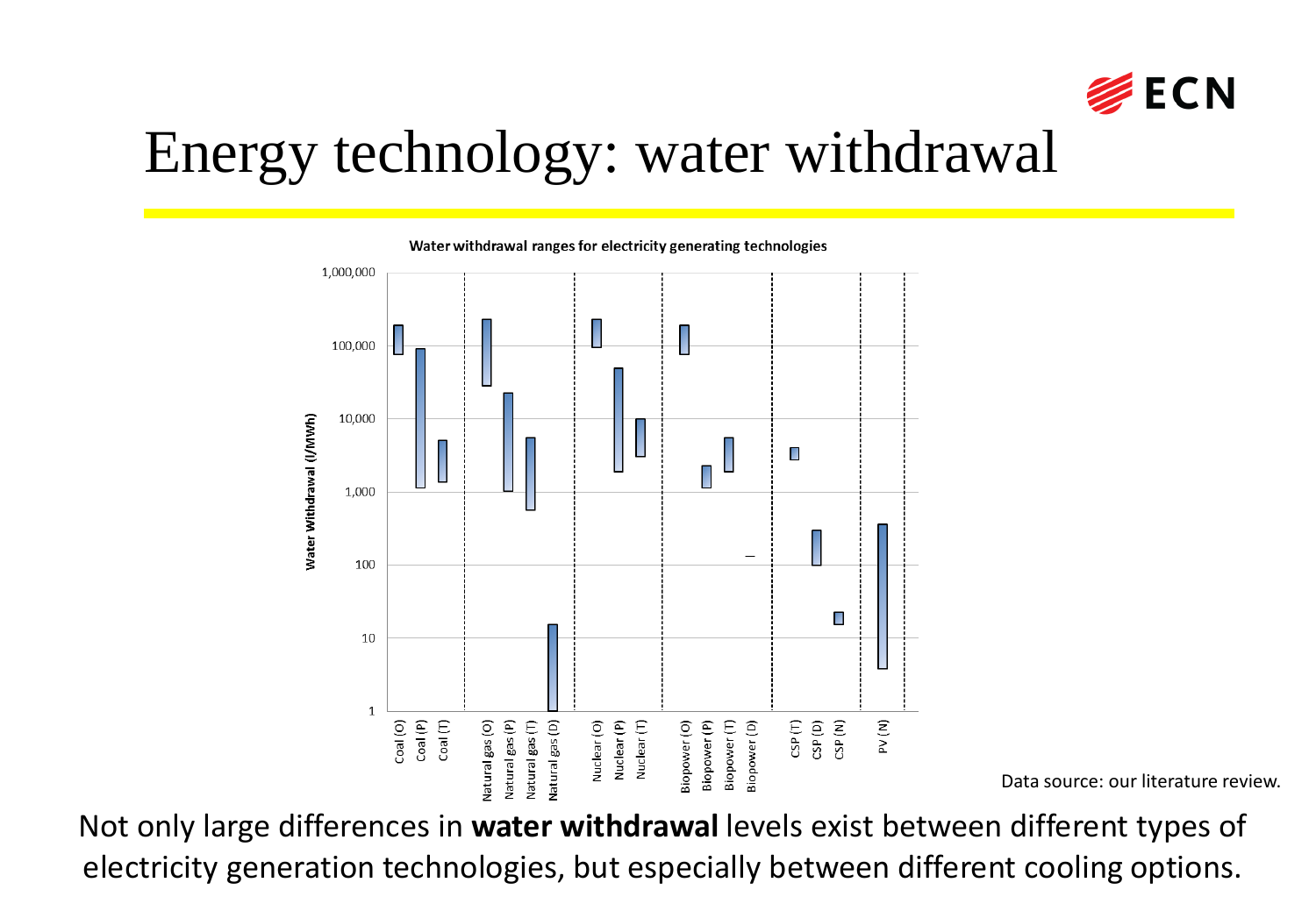# Energy technology: water withdrawal

**Water withdrawal ranges for electricity generating technologies**

Water Withdrawal (l/MWh)

1,000,000 · 100,000 · 10,000 · 1,000 · 100 · 10 · 1

Coal (O) · Coal (P) · Coal (T) · Natural gas (O) · Natural gas (P) · Natural gas (T) · Natural gas (D) · Nuclear (O) · Nuclear (P) · Nuclear (T) · Biopower (O) · Biopower (P) · Biopower (T) · Biopower (D) · CSP (T) · CSP (D) · CSP (N) · PV (N)

Data source: our literature review.

Not only large differences in **water withdrawal** levels exist between different types of electricity generation technologies, but especially between different cooling options.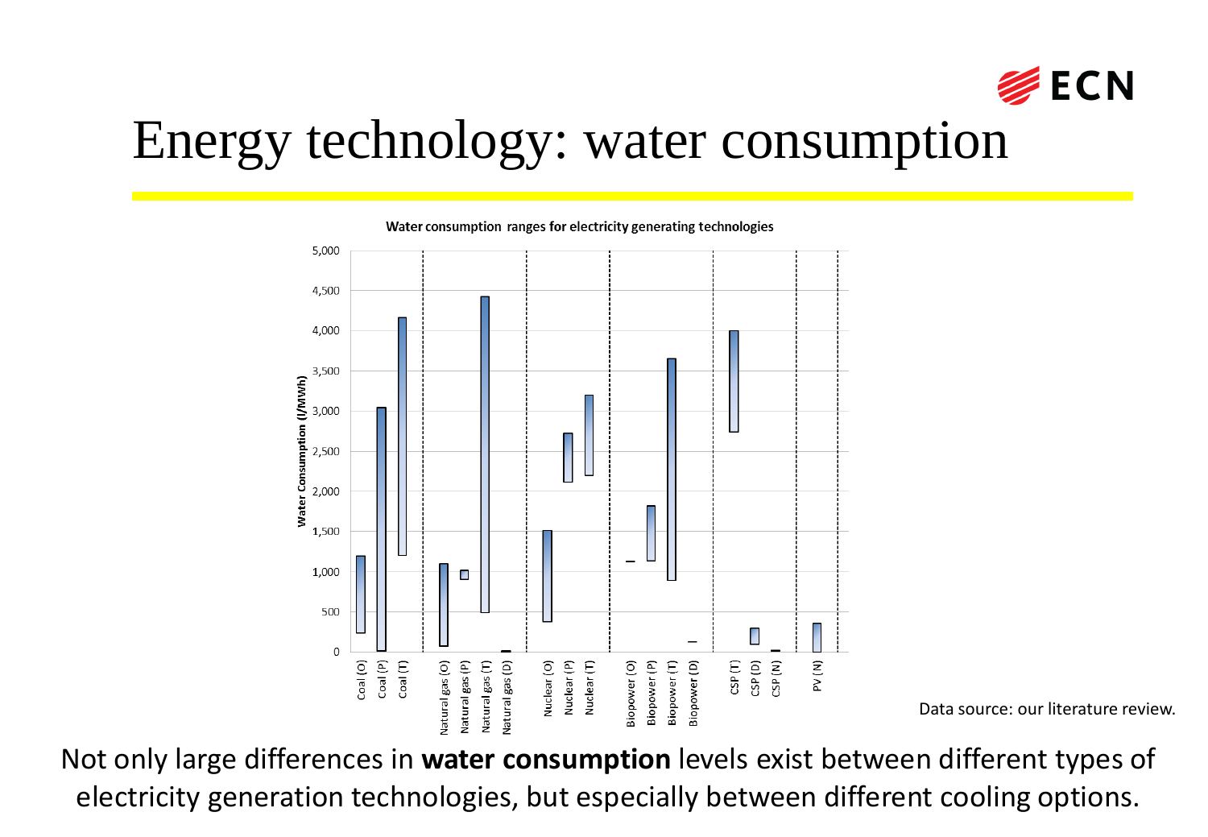# Energy technology: water consumption

Water consumption ranges for electricity generating technologies

Data source: our literature review.

Not only large differences in **water consumption** levels exist between different types of electricity generation technologies, but especially between different cooling options.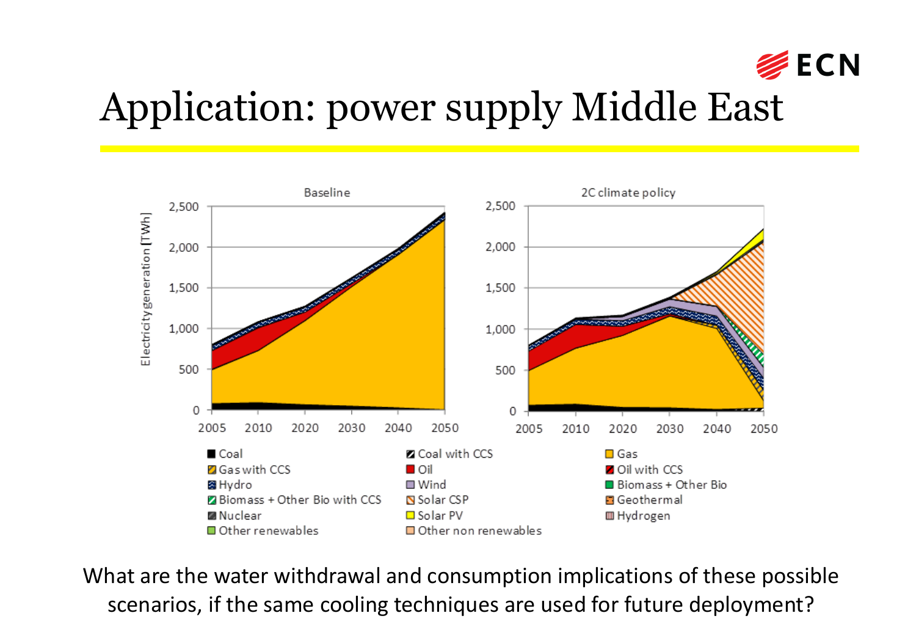# Application: power supply Middle East

Baseline

2C climate policy

Electricity generation [TWh]

2,500
2,000
1,500
1,000
500
0

2005 2010 2020 2030 2040 2050

- Coal
- Coal with CCS
- Gas
- Gas with CCS
- Oil
- Oil with CCS
- Hydro
- Wind
- Biomass + Other Bio
- Biomass + Other Bio with CCS
- Solar CSP
- Geothermal
- Nuclear
- Solar PV
- Hydrogen
- Other renewables
- Other non renewables

What are the water withdrawal and consumption implications of these possible scenarios, if the same cooling techniques are used for future deployment?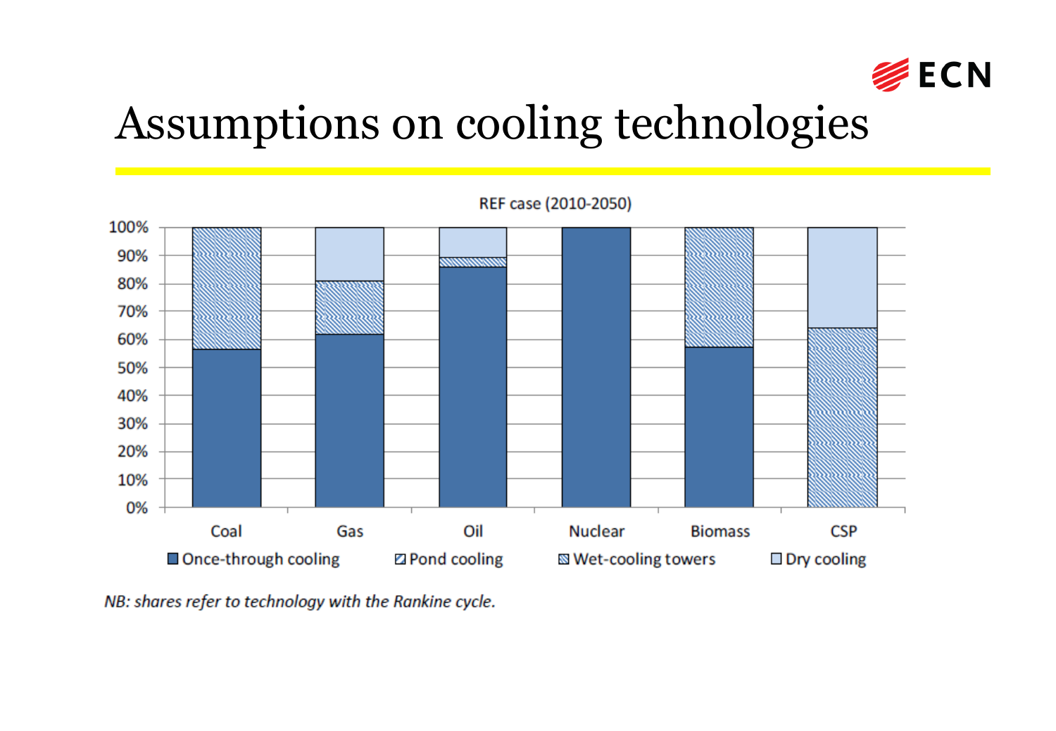# Assumptions on cooling technologies

REF case (2010-2050)

Coal, Gas, Oil, Nuclear, Biomass, CSP

Once-through cooling, Pond cooling, Wet-cooling towers, Dry cooling

*NB: shares refer to technology with the Rankine cycle.*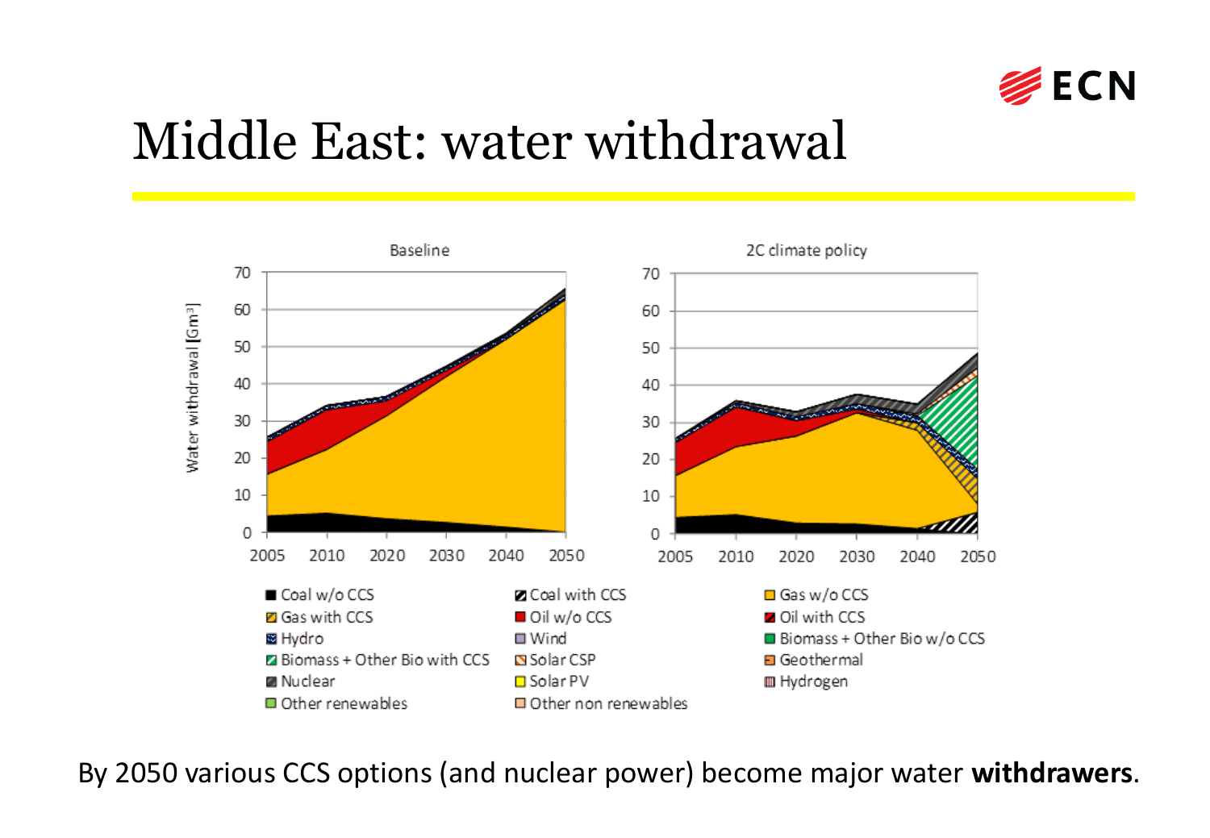# Middle East: water withdrawal

By 2050 various CCS options (and nuclear power) become major water **withdrawers**.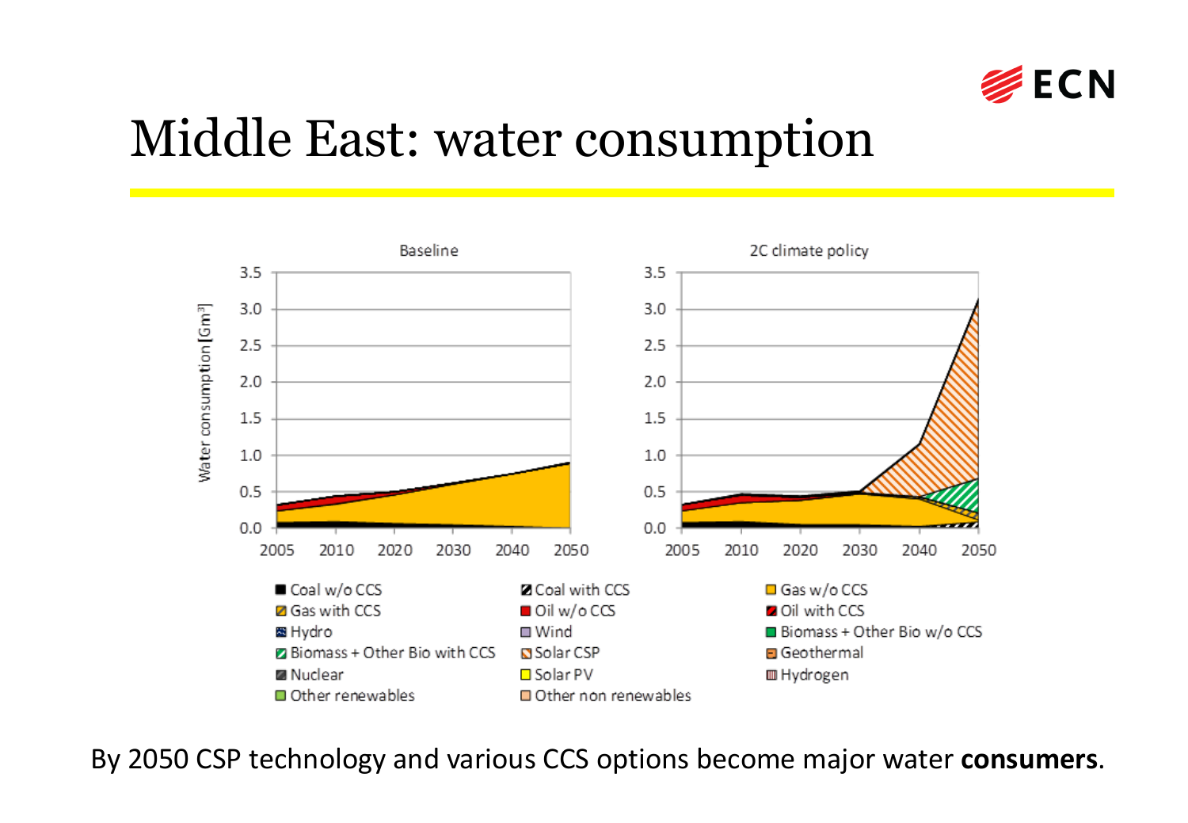# Middle East: water consumption

By 2050 CSP technology and various CCS options become major water **consumers**.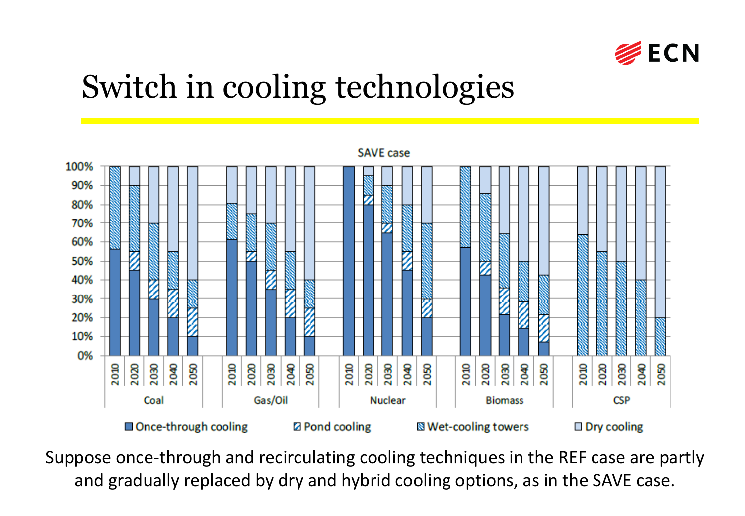# Switch in cooling technologies

Suppose once-through and recirculating cooling techniques in the REF case are partly and gradually replaced by dry and hybrid cooling options, as in the SAVE case.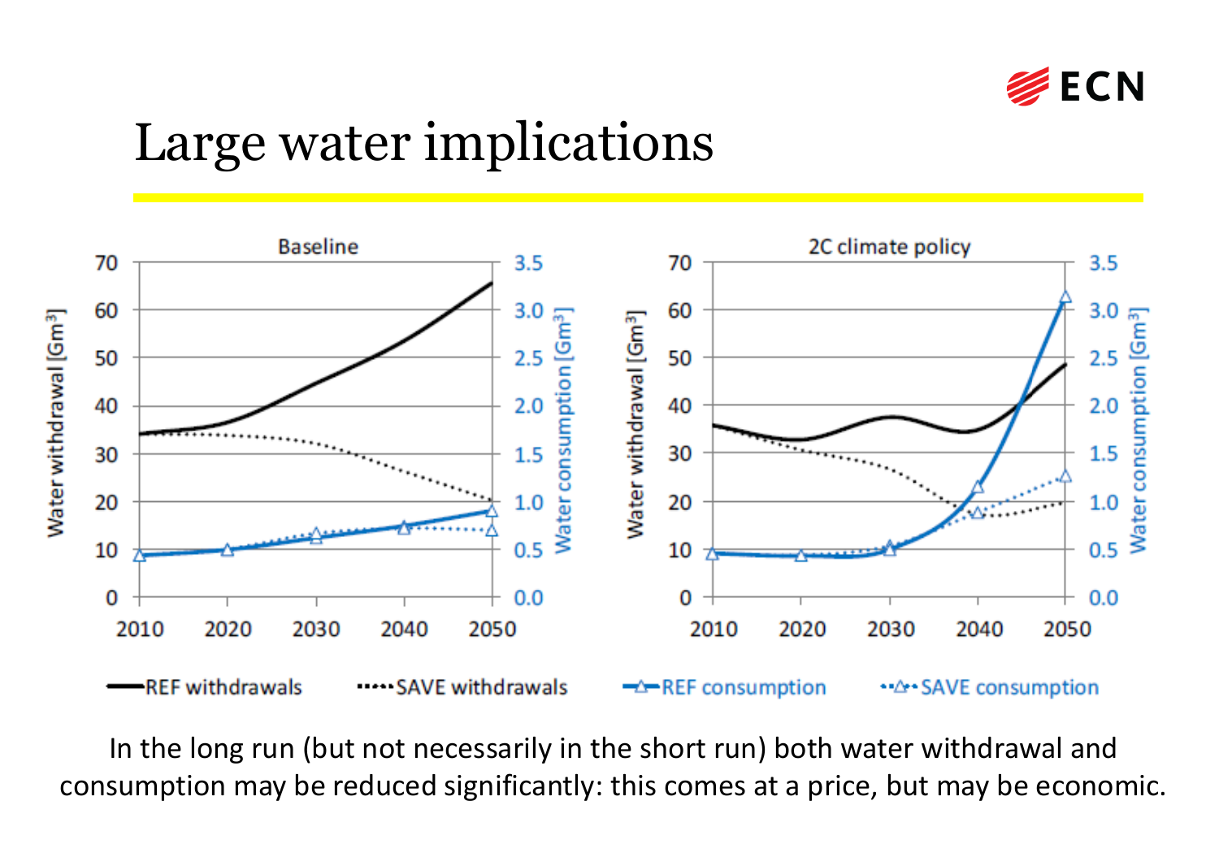# Large water implications

In the long run (but not necessarily in the short run) both water withdrawal and consumption may be reduced significantly: this comes at a price, but may be economic.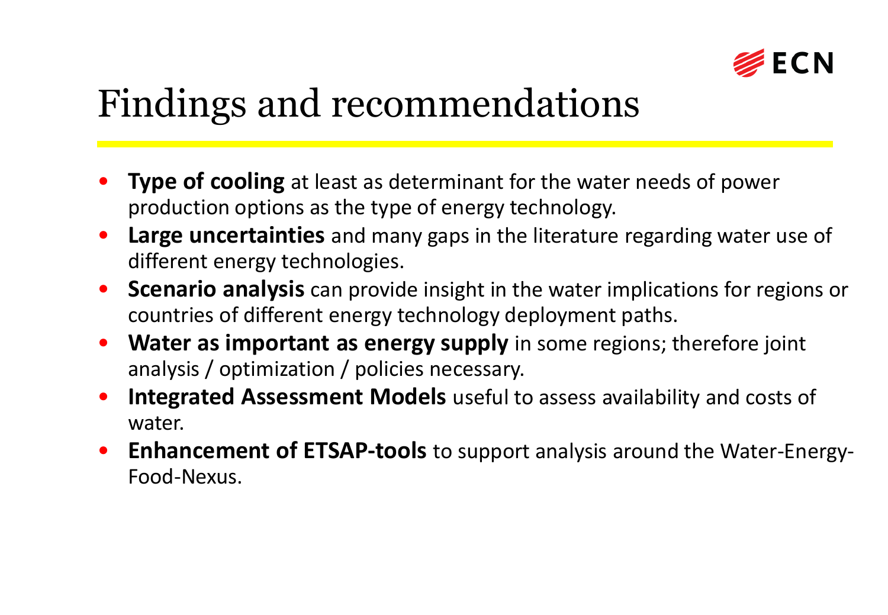# Findings and recommendations

- **Type of cooling** at least as determinant for the water needs of power production options as the type of energy technology.
- **Large uncertainties** and many gaps in the literature regarding water use of different energy technologies.
- **Scenario analysis** can provide insight in the water implications for regions or countries of different energy technology deployment paths.
- **Water as important as energy supply** in some regions; therefore joint analysis / optimization / policies necessary.
- **Integrated Assessment Models** useful to assess availability and costs of water.
- **Enhancement of ETSAP-tools** to support analysis around the Water-Energy-Food-Nexus.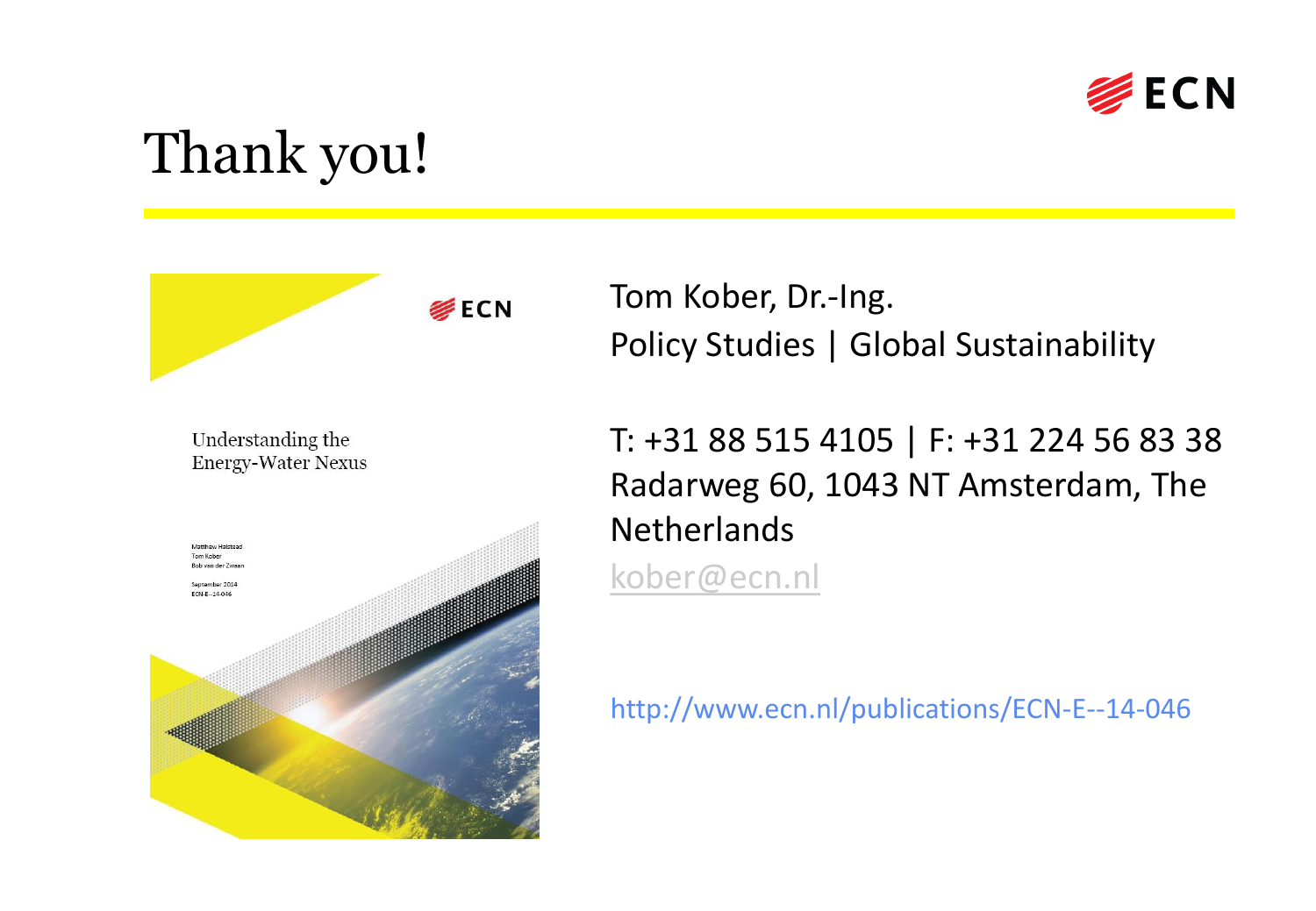# Thank you!

Understanding the Energy-Water Nexus

Matthew Halstead
Tom Kober
Bob van der Zwaan

September 2014
ECN-E--14-046

Tom Kober, Dr.-Ing.
Policy Studies | Global Sustainability

T: +31 88 515 4105 | F: +31 224 56 83 38
Radarweg 60, 1043 NT Amsterdam, The Netherlands
kober@ecn.nl

http://www.ecn.nl/publications/ECN-E--14-046